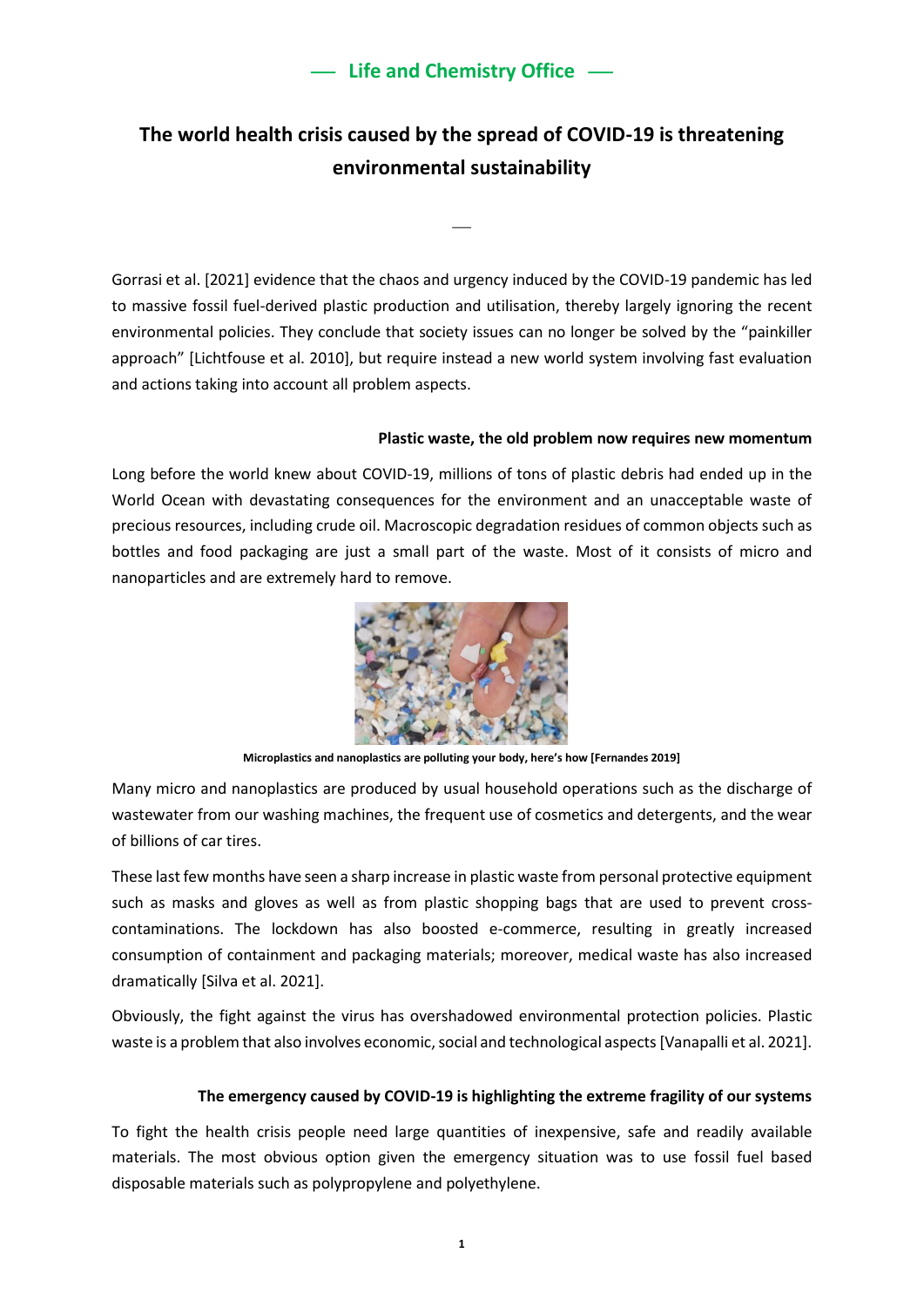**Life and Chemistry Office**

# The world health crisis caused by the spread of COVID-19 is threatening environmental sustainability

Gorrasi et al. [2021] evidence that the chaos and urgency induced by the COVID-19 pandemic has led to massive fossil fuel-derived plastic production and utilisation, thereby largely ignoring the recent environmental policies. They conclude that society issues can no longer be solved by the "painkiller approach" [Lichtfouse et al. 2010], but require instead a new world system involving fast evaluation and actions taking into account all problem aspects.

## Plastic waste, the old problem now requires new momentum

Long before the world knew about COVID-19, millions of tons of plastic debris had ended up in the World Ocean with devastating consequences for the environment and an unacceptable waste of precious resources, including crude oil. Macroscopic degradation residues of common objects such as bottles and food packaging are just a small part of the waste. Most of it consists of micro and nanoparticles and are extremely hard to remove.

**Microplastics and nanoplastics are polluting your body, here's how [Fernandes 2019]**

Many micro and nanoplastics are produced by usual household operations such as the discharge of wastewater from our washing machines, the frequent use of cosmetics and detergents, and the wear of billions of car tires.

These last few months have seen a sharp increase in plastic waste from personal protective equipment such as masks and gloves as well as from plastic shopping bags that are used to prevent cross-contaminations. The lockdown has also boosted e-commerce, resulting in greatly increased consumption of containment and packaging materials; moreover, medical waste has also increased dramatically [Silva et al. 2021].

Obviously, the fight against the virus has overshadowed environmental protection policies. Plastic waste is a problem that also involves economic, social and technological aspects [Vanapalli et al. 2021].

## The emergency caused by COVID-19 is highlighting the extreme fragility of our systems

To fight the health crisis people need large quantities of inexpensive, safe and readily available materials. The most obvious option given the emergency situation was to use fossil fuel based disposable materials such as polypropylene and polyethylene.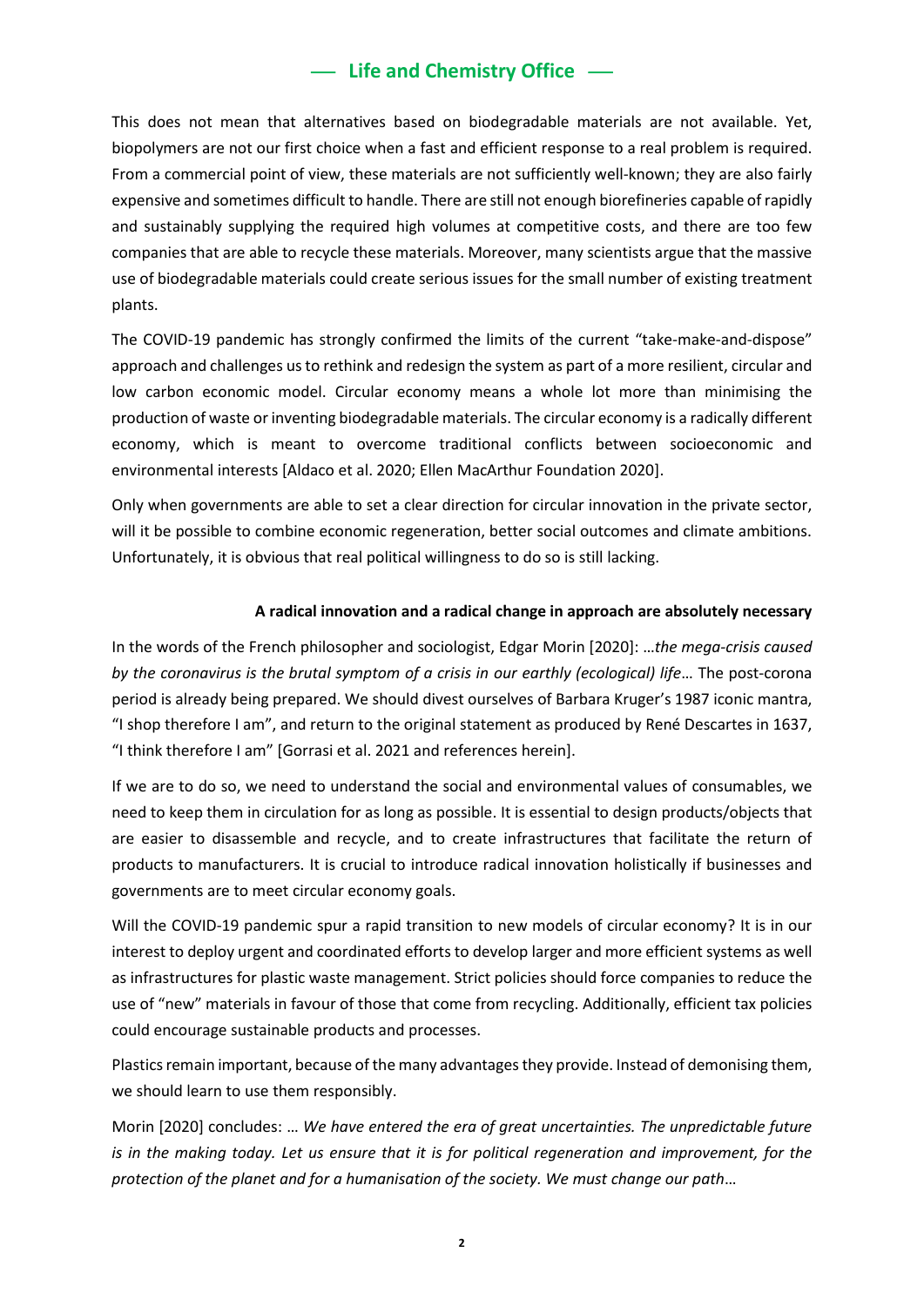This does not mean that alternatives based on biodegradable materials are not available. Yet, biopolymers are not our first choice when a fast and efficient response to a real problem is required. From a commercial point of view, these materials are not sufficiently well-known; they are also fairly expensive and sometimes difficult to handle. There are still not enough biorefineries capable of rapidly and sustainably supplying the required high volumes at competitive costs, and there are too few companies that are able to recycle these materials. Moreover, many scientists argue that the massive use of biodegradable materials could create serious issues for the small number of existing treatment plants.

The COVID-19 pandemic has strongly confirmed the limits of the current "take-make-and-dispose" approach and challenges us to rethink and redesign the system as part of a more resilient, circular and low carbon economic model. Circular economy means a whole lot more than minimising the production of waste or inventing biodegradable materials. The circular economy is a radically different economy, which is meant to overcome traditional conflicts between socioeconomic and environmental interests [Aldaco et al. 2020; Ellen MacArthur Foundation 2020].

Only when governments are able to set a clear direction for circular innovation in the private sector, will it be possible to combine economic regeneration, better social outcomes and climate ambitions. Unfortunately, it is obvious that real political willingness to do so is still lacking.

**A radical innovation and a radical change in approach are absolutely necessary**

In the words of the French philosopher and sociologist, Edgar Morin [2020]: …*the mega-crisis caused by the coronavirus is the brutal symptom of a crisis in our earthly (ecological) life*… The post-corona period is already being prepared. We should divest ourselves of Barbara Kruger's 1987 iconic mantra, "I shop therefore I am", and return to the original statement as produced by René Descartes in 1637, "I think therefore I am" [Gorrasi et al. 2021 and references herein].

If we are to do so, we need to understand the social and environmental values of consumables, we need to keep them in circulation for as long as possible. It is essential to design products/objects that are easier to disassemble and recycle, and to create infrastructures that facilitate the return of products to manufacturers. It is crucial to introduce radical innovation holistically if businesses and governments are to meet circular economy goals.

Will the COVID-19 pandemic spur a rapid transition to new models of circular economy? It is in our interest to deploy urgent and coordinated efforts to develop larger and more efficient systems as well as infrastructures for plastic waste management. Strict policies should force companies to reduce the use of "new" materials in favour of those that come from recycling. Additionally, efficient tax policies could encourage sustainable products and processes.

Plastics remain important, because of the many advantages they provide. Instead of demonising them, we should learn to use them responsibly.

Morin [2020] concludes: … *We have entered the era of great uncertainties. The unpredictable future is in the making today. Let us ensure that it is for political regeneration and improvement, for the protection of the planet and for a humanisation of the society. We must change our path*…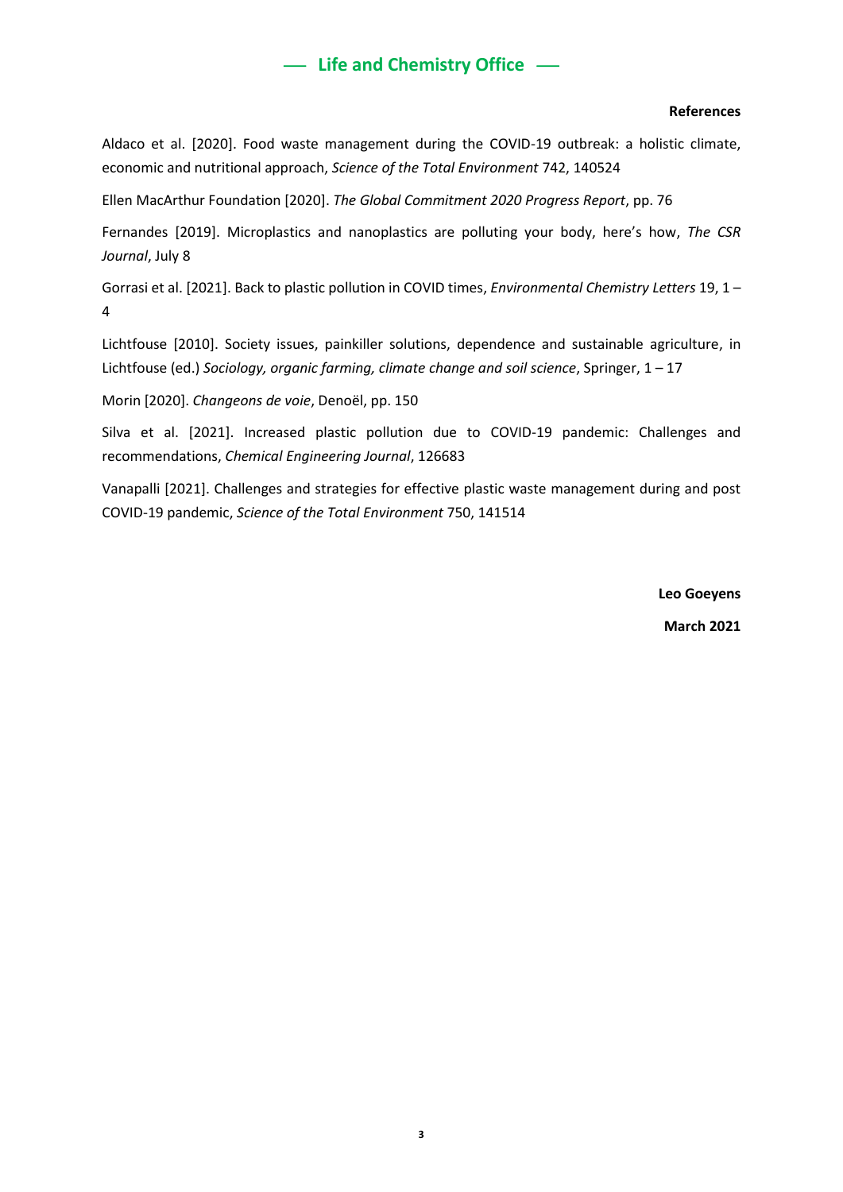**References**

Aldaco et al. [2020]. Food waste management during the COVID-19 outbreak: a holistic climate, economic and nutritional approach, *Science of the Total Environment* 742, 140524

Ellen MacArthur Foundation [2020]. *The Global Commitment 2020 Progress Report*, pp. 76

Fernandes [2019]. Microplastics and nanoplastics are polluting your body, here's how, *The CSR Journal*, July 8

Gorrasi et al. [2021]. Back to plastic pollution in COVID times, *Environmental Chemistry Letters* 19, 1 – 4

Lichtfouse [2010]. Society issues, painkiller solutions, dependence and sustainable agriculture, in Lichtfouse (ed.) *Sociology, organic farming, climate change and soil science*, Springer, 1 – 17

Morin [2020]. *Changeons de voie*, Denoël, pp. 150

Silva et al. [2021]. Increased plastic pollution due to COVID-19 pandemic: Challenges and recommendations, *Chemical Engineering Journal*, 126683

Vanapalli [2021]. Challenges and strategies for effective plastic waste management during and post COVID-19 pandemic, *Science of the Total Environment* 750, 141514

**Leo Goeyens**

**March 2021**